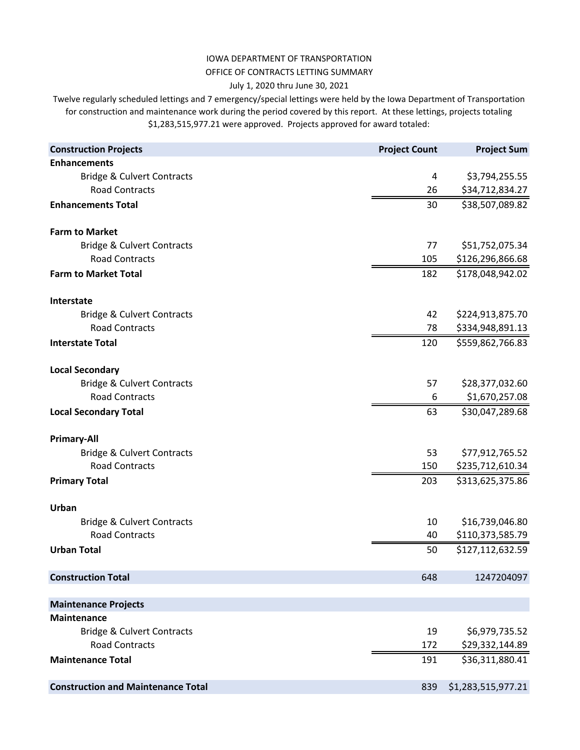IOWA DEPARTMENT OF TRANSPORTATION

OFFICE OF CONTRACTS LETTING SUMMARY

July 1, 2020 thru June 30, 2021

Twelve regularly scheduled lettings and 7 emergency/special lettings were held by the Iowa Department of Transportation for construction and maintenance work during the period covered by this report. At these lettings, projects totaling $1,283,515,977.21 were approved. Projects approved for award totaled:

| Construction Projects | Project Count | Project Sum |
|---|---|---|
| **Enhancements** | | |
| Bridge & Culvert Contracts | 4 | $3,794,255.55 |
| Road Contracts | 26 | $34,712,834.27 |
| **Enhancements Total** | 30 | $38,507,089.82 |
| | | |
| **Farm to Market** | | |
| Bridge & Culvert Contracts | 77 | $51,752,075.34 |
| Road Contracts | 105 | $126,296,866.68 |
| **Farm to Market Total** | 182 | $178,048,942.02 |
| | | |
| **Interstate** | | |
| Bridge & Culvert Contracts | 42 | $224,913,875.70 |
| Road Contracts | 78 | $334,948,891.13 |
| **Interstate Total** | 120 | $559,862,766.83 |
| | | |
| **Local Secondary** | | |
| Bridge & Culvert Contracts | 57 | $28,377,032.60 |
| Road Contracts | 6 | $1,670,257.08 |
| **Local Secondary Total** | 63 | $30,047,289.68 |
| | | |
| **Primary-All** | | |
| Bridge & Culvert Contracts | 53 | $77,912,765.52 |
| Road Contracts | 150 | $235,712,610.34 |
| **Primary Total** | 203 | $313,625,375.86 |
| | | |
| **Urban** | | |
| Bridge & Culvert Contracts | 10 | $16,739,046.80 |
| Road Contracts | 40 | $110,373,585.79 |
| **Urban Total** | 50 | $127,112,632.59 |
| | | |
| **Construction Total** | 648 | 1247204097 |
| | | |
| **Maintenance Projects** | | |
| **Maintenance** | | |
| Bridge & Culvert Contracts | 19 | $6,979,735.52 |
| Road Contracts | 172 | $29,332,144.89 |
| **Maintenance Total** | 191 | $36,311,880.41 |
| | | |
| **Construction and Maintenance Total** | 839 | $1,283,515,977.21 |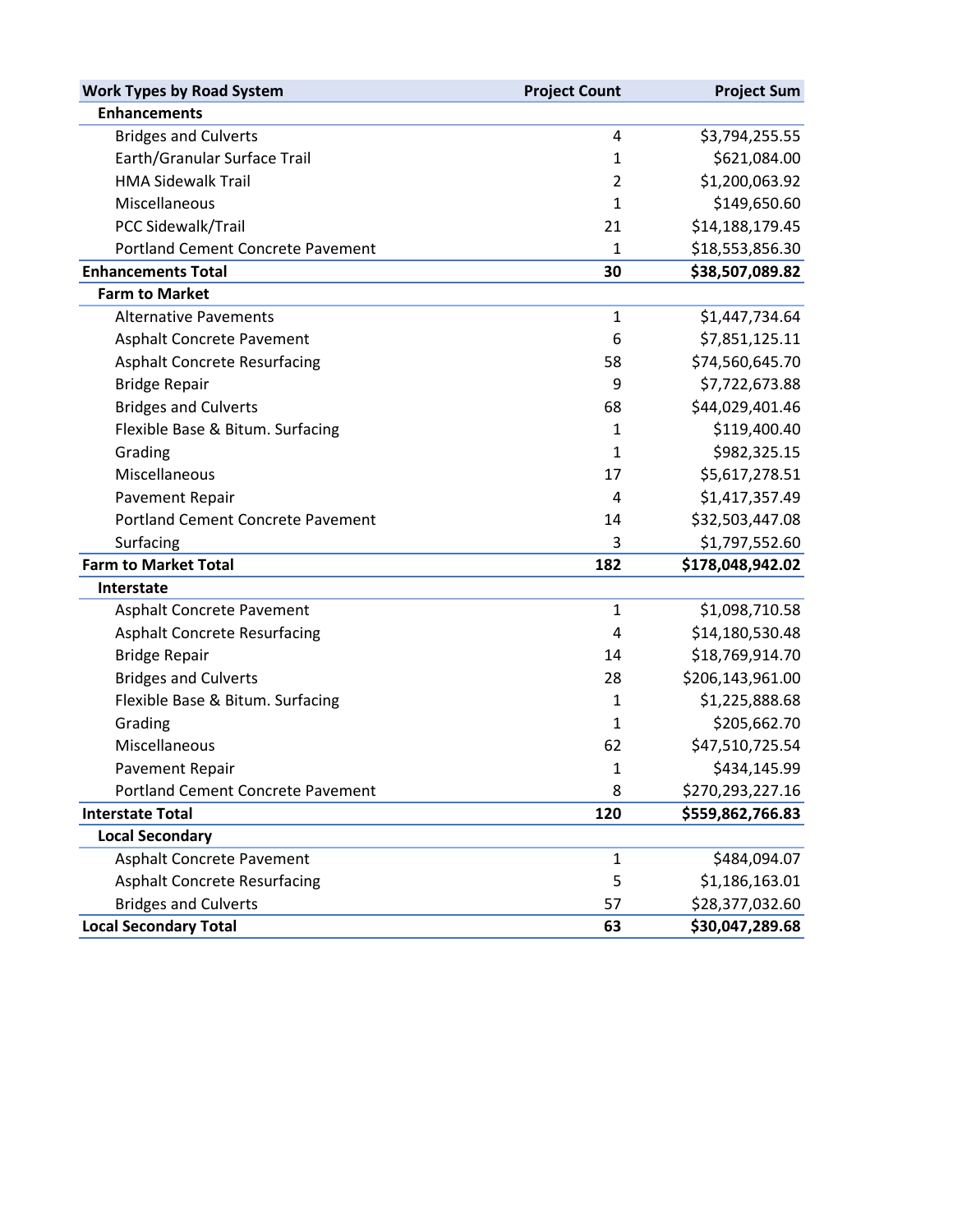| Work Types by Road System | Project Count | Project Sum |
|---|---|---|
| **Enhancements** | | |
| Bridges and Culverts | 4 | $3,794,255.55 |
| Earth/Granular Surface Trail | 1 | $621,084.00 |
| HMA Sidewalk Trail | 2 | $1,200,063.92 |
| Miscellaneous | 1 | $149,650.60 |
| PCC Sidewalk/Trail | 21 | $14,188,179.45 |
| Portland Cement Concrete Pavement | 1 | $18,553,856.30 |
| **Enhancements Total** | **30** | **$38,507,089.82** |
| **Farm to Market** | | |
| Alternative Pavements | 1 | $1,447,734.64 |
| Asphalt Concrete Pavement | 6 | $7,851,125.11 |
| Asphalt Concrete Resurfacing | 58 | $74,560,645.70 |
| Bridge Repair | 9 | $7,722,673.88 |
| Bridges and Culverts | 68 | $44,029,401.46 |
| Flexible Base & Bitum. Surfacing | 1 | $119,400.40 |
| Grading | 1 | $982,325.15 |
| Miscellaneous | 17 | $5,617,278.51 |
| Pavement Repair | 4 | $1,417,357.49 |
| Portland Cement Concrete Pavement | 14 | $32,503,447.08 |
| Surfacing | 3 | $1,797,552.60 |
| **Farm to Market Total** | **182** | **$178,048,942.02** |
| **Interstate** | | |
| Asphalt Concrete Pavement | 1 | $1,098,710.58 |
| Asphalt Concrete Resurfacing | 4 | $14,180,530.48 |
| Bridge Repair | 14 | $18,769,914.70 |
| Bridges and Culverts | 28 | $206,143,961.00 |
| Flexible Base & Bitum. Surfacing | 1 | $1,225,888.68 |
| Grading | 1 | $205,662.70 |
| Miscellaneous | 62 | $47,510,725.54 |
| Pavement Repair | 1 | $434,145.99 |
| Portland Cement Concrete Pavement | 8 | $270,293,227.16 |
| **Interstate Total** | **120** | **$559,862,766.83** |
| **Local Secondary** | | |
| Asphalt Concrete Pavement | 1 | $484,094.07 |
| Asphalt Concrete Resurfacing | 5 | $1,186,163.01 |
| Bridges and Culverts | 57 | $28,377,032.60 |
| **Local Secondary Total** | **63** | **$30,047,289.68** |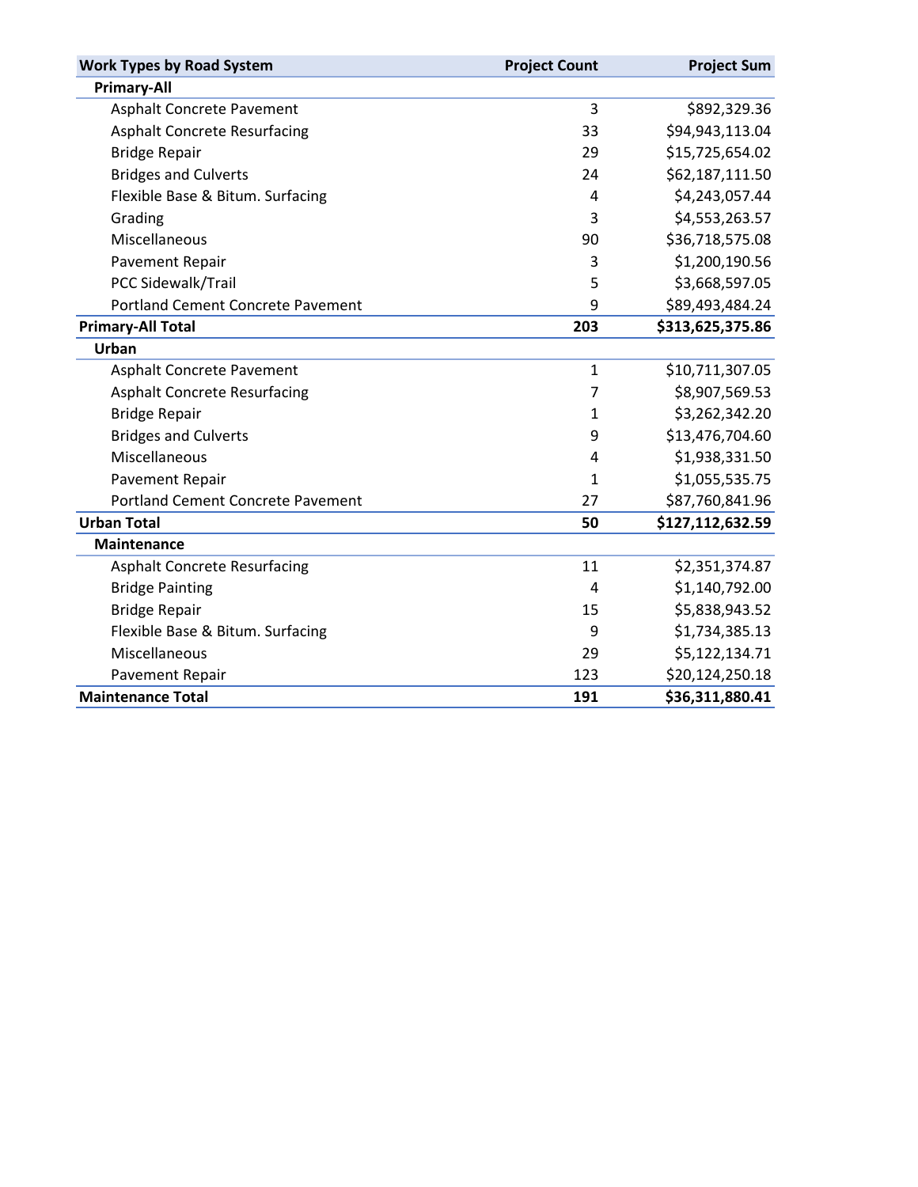| Work Types by Road System | Project Count | Project Sum |
|---|---|---|
| **Primary-All** | | |
| Asphalt Concrete Pavement | 3 | $892,329.36 |
| Asphalt Concrete Resurfacing | 33 | $94,943,113.04 |
| Bridge Repair | 29 | $15,725,654.02 |
| Bridges and Culverts | 24 | $62,187,111.50 |
| Flexible Base & Bitum. Surfacing | 4 | $4,243,057.44 |
| Grading | 3 | $4,553,263.57 |
| Miscellaneous | 90 | $36,718,575.08 |
| Pavement Repair | 3 | $1,200,190.56 |
| PCC Sidewalk/Trail | 5 | $3,668,597.05 |
| Portland Cement Concrete Pavement | 9 | $89,493,484.24 |
| **Primary-All Total** | **203** | **$313,625,375.86** |
| **Urban** | | |
| Asphalt Concrete Pavement | 1 | $10,711,307.05 |
| Asphalt Concrete Resurfacing | 7 | $8,907,569.53 |
| Bridge Repair | 1 | $3,262,342.20 |
| Bridges and Culverts | 9 | $13,476,704.60 |
| Miscellaneous | 4 | $1,938,331.50 |
| Pavement Repair | 1 | $1,055,535.75 |
| Portland Cement Concrete Pavement | 27 | $87,760,841.96 |
| **Urban Total** | **50** | **$127,112,632.59** |
| **Maintenance** | | |
| Asphalt Concrete Resurfacing | 11 | $2,351,374.87 |
| Bridge Painting | 4 | $1,140,792.00 |
| Bridge Repair | 15 | $5,838,943.52 |
| Flexible Base & Bitum. Surfacing | 9 | $1,734,385.13 |
| Miscellaneous | 29 | $5,122,134.71 |
| Pavement Repair | 123 | $20,124,250.18 |
| **Maintenance Total** | **191** | **$36,311,880.41** |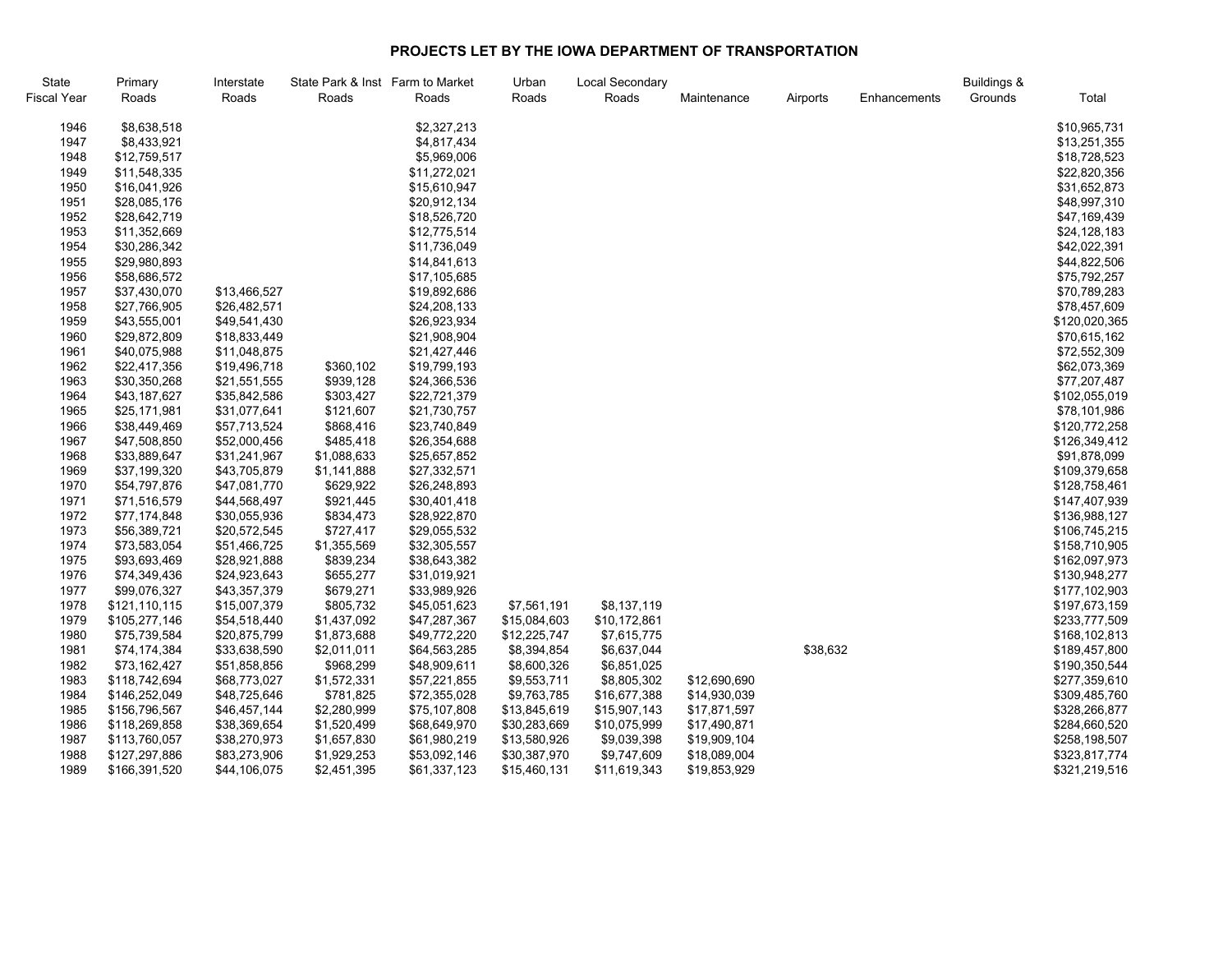# PROJECTS LET BY THE IOWA DEPARTMENT OF TRANSPORTATION

| State Fiscal Year | Primary Roads | Interstate Roads | State Park & Inst Roads | Farm to Market Roads | Urban Roads | Local Secondary Roads | Maintenance | Airports | Enhancements | Buildings & Grounds | Total |
|---|---|---|---|---|---|---|---|---|---|---|---|
| 1946 | $8,638,518 | | | $2,327,213 | | | | | | | $10,965,731 |
| 1947 | $8,433,921 | | | $4,817,434 | | | | | | | $13,251,355 |
| 1948 | $12,759,517 | | | $5,969,006 | | | | | | | $18,728,523 |
| 1949 | $11,548,335 | | | $11,272,021 | | | | | | | $22,820,356 |
| 1950 | $16,041,926 | | | $15,610,947 | | | | | | | $31,652,873 |
| 1951 | $28,085,176 | | | $20,912,134 | | | | | | | $48,997,310 |
| 1952 | $28,642,719 | | | $18,526,720 | | | | | | | $47,169,439 |
| 1953 | $11,352,669 | | | $12,775,514 | | | | | | | $24,128,183 |
| 1954 | $30,286,342 | | | $11,736,049 | | | | | | | $42,022,391 |
| 1955 | $29,980,893 | | | $14,841,613 | | | | | | | $44,822,506 |
| 1956 | $58,686,572 | | | $17,105,685 | | | | | | | $75,792,257 |
| 1957 | $37,430,070 | $13,466,527 | | $19,892,686 | | | | | | | $70,789,283 |
| 1958 | $27,766,905 | $26,482,571 | | $24,208,133 | | | | | | | $78,457,609 |
| 1959 | $43,555,001 | $49,541,430 | | $26,923,934 | | | | | | | $120,020,365 |
| 1960 | $29,872,809 | $18,833,449 | | $21,908,904 | | | | | | | $70,615,162 |
| 1961 | $40,075,988 | $11,048,875 | | $21,427,446 | | | | | | | $72,552,309 |
| 1962 | $22,417,356 | $19,496,718 | $360,102 | $19,799,193 | | | | | | | $62,073,369 |
| 1963 | $30,350,268 | $21,551,555 | $939,128 | $24,366,536 | | | | | | | $77,207,487 |
| 1964 | $43,187,627 | $35,842,586 | $303,427 | $22,721,379 | | | | | | | $102,055,019 |
| 1965 | $25,171,981 | $31,077,641 | $121,607 | $21,730,757 | | | | | | | $78,101,986 |
| 1966 | $38,449,469 | $57,713,524 | $868,416 | $23,740,849 | | | | | | | $120,772,258 |
| 1967 | $47,508,850 | $52,000,456 | $485,418 | $26,354,688 | | | | | | | $126,349,412 |
| 1968 | $33,889,647 | $31,241,967 | $1,088,633 | $25,657,852 | | | | | | | $91,878,099 |
| 1969 | $37,199,320 | $43,705,879 | $1,141,888 | $27,332,571 | | | | | | | $109,379,658 |
| 1970 | $54,797,876 | $47,081,770 | $629,922 | $26,248,893 | | | | | | | $128,758,461 |
| 1971 | $71,516,579 | $44,568,497 | $921,445 | $30,401,418 | | | | | | | $147,407,939 |
| 1972 | $77,174,848 | $30,055,936 | $834,473 | $28,922,870 | | | | | | | $136,988,127 |
| 1973 | $56,389,721 | $20,572,545 | $727,417 | $29,055,532 | | | | | | | $106,745,215 |
| 1974 | $73,583,054 | $51,466,725 | $1,355,569 | $32,305,557 | | | | | | | $158,710,905 |
| 1975 | $93,693,469 | $28,921,888 | $839,234 | $38,643,382 | | | | | | | $162,097,973 |
| 1976 | $74,349,436 | $24,923,643 | $655,277 | $31,019,921 | | | | | | | $130,948,277 |
| 1977 | $99,076,327 | $43,357,379 | $679,271 | $33,989,926 | | | | | | | $177,102,903 |
| 1978 | $121,110,115 | $15,007,379 | $805,732 | $45,051,623 | $7,561,191 | $8,137,119 | | | | | $197,673,159 |
| 1979 | $105,277,146 | $54,518,440 | $1,437,092 | $47,287,367 | $15,084,603 | $10,172,861 | | | | | $233,777,509 |
| 1980 | $75,739,584 | $20,875,799 | $1,873,688 | $49,772,220 | $12,225,747 | $7,615,775 | | | | | $168,102,813 |
| 1981 | $74,174,384 | $33,638,590 | $2,011,011 | $64,563,285 | $8,394,854 | $6,637,044 | | $38,632 | | | $189,457,800 |
| 1982 | $73,162,427 | $51,858,856 | $968,299 | $48,909,611 | $8,600,326 | $6,851,025 | | | | | $190,350,544 |
| 1983 | $118,742,694 | $68,773,027 | $1,572,331 | $57,221,855 | $9,553,711 | $8,805,302 | $12,690,690 | | | | $277,359,610 |
| 1984 | $146,252,049 | $48,725,646 | $781,825 | $72,355,028 | $9,763,785 | $16,677,388 | $14,930,039 | | | | $309,485,760 |
| 1985 | $156,796,567 | $46,457,144 | $2,280,999 | $75,107,808 | $13,845,619 | $15,907,143 | $17,871,597 | | | | $328,266,877 |
| 1986 | $118,269,858 | $38,369,654 | $1,520,499 | $68,649,970 | $30,283,669 | $10,075,999 | $17,490,871 | | | | $284,660,520 |
| 1987 | $113,760,057 | $38,270,973 | $1,657,830 | $61,980,219 | $13,580,926 | $9,039,398 | $19,909,104 | | | | $258,198,507 |
| 1988 | $127,297,886 | $83,273,906 | $1,929,253 | $53,092,146 | $30,387,970 | $9,747,609 | $18,089,004 | | | | $323,817,774 |
| 1989 | $166,391,520 | $44,106,075 | $2,451,395 | $61,337,123 | $15,460,131 | $11,619,343 | $19,853,929 | | | | $321,219,516 |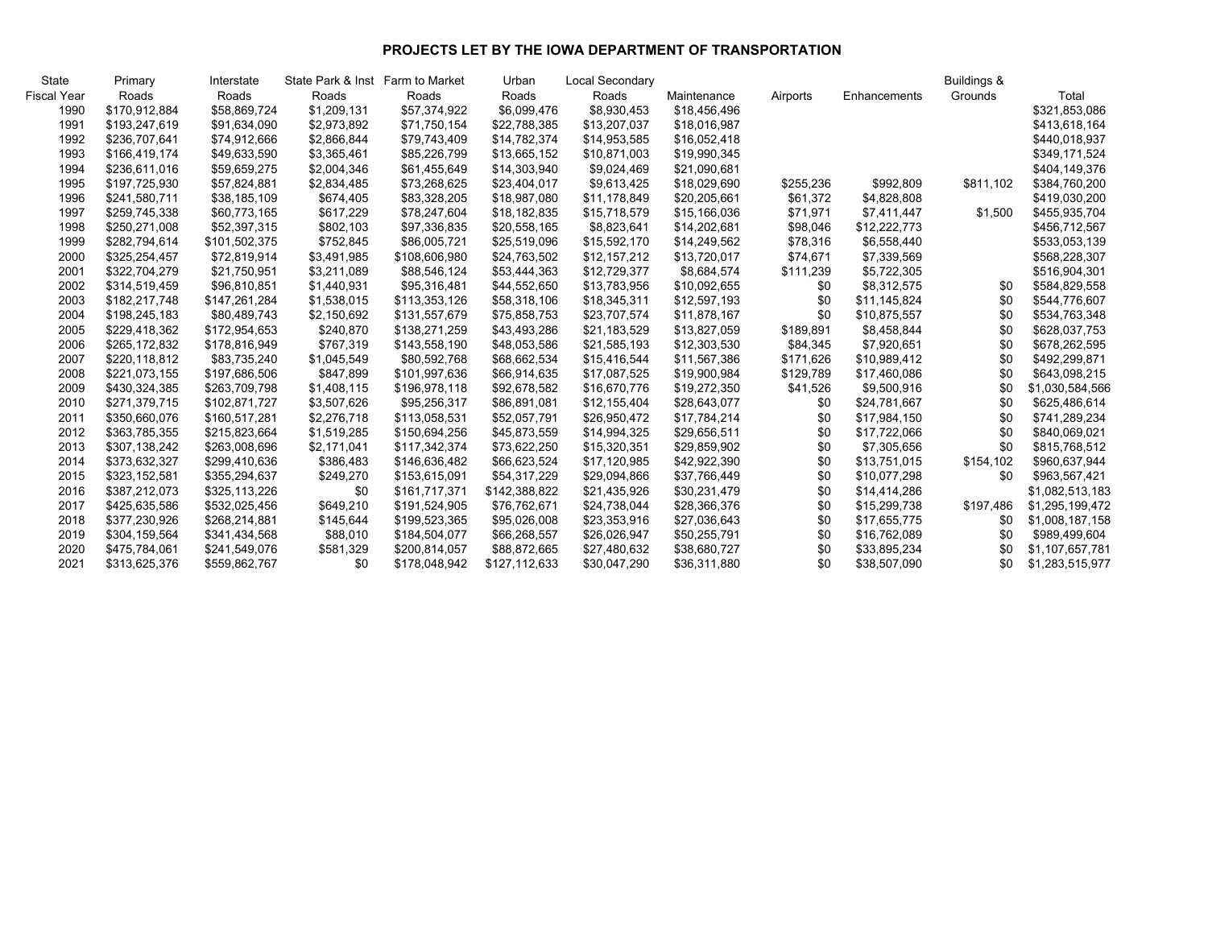## PROJECTS LET BY THE IOWA DEPARTMENT OF TRANSPORTATION

| State Fiscal Year | Primary Roads | Interstate Roads | State Park & Inst Roads | Farm to Market Roads | Urban Roads | Local Secondary Roads | Maintenance | Airports | Enhancements | Buildings & Grounds | Total |
|---|---|---|---|---|---|---|---|---|---|---|---|
| 1990 | $170,912,884 | $58,869,724 | $1,209,131 | $57,374,922 | $6,099,476 | $8,930,453 | $18,456,496 | | | | $321,853,086 |
| 1991 | $193,247,619 | $91,634,090 | $2,973,892 | $71,750,154 | $22,788,385 | $13,207,037 | $18,016,987 | | | | $413,618,164 |
| 1992 | $236,707,641 | $74,912,666 | $2,866,844 | $79,743,409 | $14,782,374 | $14,953,585 | $16,052,418 | | | | $440,018,937 |
| 1993 | $166,419,174 | $49,633,590 | $3,365,461 | $85,226,799 | $13,665,152 | $10,871,003 | $19,990,345 | | | | $349,171,524 |
| 1994 | $236,611,016 | $59,659,275 | $2,004,346 | $61,455,649 | $14,303,940 | $9,024,469 | $21,090,681 | | | | $404,149,376 |
| 1995 | $197,725,930 | $57,824,881 | $2,834,485 | $73,268,625 | $23,404,017 | $9,613,425 | $18,029,690 | $255,236 | $992,809 | $811,102 | $384,760,200 |
| 1996 | $241,580,711 | $38,185,109 | $674,405 | $83,328,205 | $18,987,080 | $11,178,849 | $20,205,661 | $61,372 | $4,828,808 | | $419,030,200 |
| 1997 | $259,745,338 | $60,773,165 | $617,229 | $78,247,604 | $18,182,835 | $15,718,579 | $15,166,036 | $71,971 | $7,411,447 | $1,500 | $455,935,704 |
| 1998 | $250,271,008 | $52,397,315 | $802,103 | $97,336,835 | $20,558,165 | $8,823,641 | $14,202,681 | $98,046 | $12,222,773 | | $456,712,567 |
| 1999 | $282,794,614 | $101,502,375 | $752,845 | $86,005,721 | $25,519,096 | $15,592,170 | $14,249,562 | $78,316 | $6,558,440 | | $533,053,139 |
| 2000 | $325,254,457 | $72,819,914 | $3,491,985 | $108,606,980 | $24,763,502 | $12,157,212 | $13,720,017 | $74,671 | $7,339,569 | | $568,228,307 |
| 2001 | $322,704,279 | $21,750,951 | $3,211,089 | $88,546,124 | $53,444,363 | $12,729,377 | $8,684,574 | $111,239 | $5,722,305 | | $516,904,301 |
| 2002 | $314,519,459 | $96,810,851 | $1,440,931 | $95,316,481 | $44,552,650 | $13,783,956 | $10,092,655 | $0 | $8,312,575 | $0 | $584,829,558 |
| 2003 | $182,217,748 | $147,261,284 | $1,538,015 | $113,353,126 | $58,318,106 | $18,345,311 | $12,597,193 | $0 | $11,145,824 | $0 | $544,776,607 |
| 2004 | $198,245,183 | $80,489,743 | $2,150,692 | $131,557,679 | $75,858,753 | $23,707,574 | $11,878,167 | $0 | $10,875,557 | $0 | $534,763,348 |
| 2005 | $229,418,362 | $172,954,653 | $240,870 | $138,271,259 | $43,493,286 | $21,183,529 | $13,827,059 | $189,891 | $8,458,844 | $0 | $628,037,753 |
| 2006 | $265,172,832 | $178,816,949 | $767,319 | $143,558,190 | $48,053,586 | $21,585,193 | $12,303,530 | $84,345 | $7,920,651 | $0 | $678,262,595 |
| 2007 | $220,118,812 | $83,735,240 | $1,045,549 | $80,592,768 | $68,662,534 | $15,416,544 | $11,567,386 | $171,626 | $10,989,412 | $0 | $492,299,871 |
| 2008 | $221,073,155 | $197,686,506 | $847,899 | $101,997,636 | $66,914,635 | $17,087,525 | $19,900,984 | $129,789 | $17,460,086 | $0 | $643,098,215 |
| 2009 | $430,324,385 | $263,709,798 | $1,408,115 | $196,978,118 | $92,678,582 | $16,670,776 | $19,272,350 | $41,526 | $9,500,916 | $0 | $1,030,584,566 |
| 2010 | $271,379,715 | $102,871,727 | $3,507,626 | $95,256,317 | $86,891,081 | $12,155,404 | $28,643,077 | $0 | $24,781,667 | $0 | $625,486,614 |
| 2011 | $350,660,076 | $160,517,281 | $2,276,718 | $113,058,531 | $52,057,791 | $26,950,472 | $17,784,214 | $0 | $17,984,150 | $0 | $741,289,234 |
| 2012 | $363,785,355 | $215,823,664 | $1,519,285 | $150,694,256 | $45,873,559 | $14,994,325 | $29,656,511 | $0 | $17,722,066 | $0 | $840,069,021 |
| 2013 | $307,138,242 | $263,008,696 | $2,171,041 | $117,342,374 | $73,622,250 | $15,320,351 | $29,859,902 | $0 | $7,305,656 | $0 | $815,768,512 |
| 2014 | $373,632,327 | $299,410,636 | $386,483 | $146,636,482 | $66,623,524 | $17,120,985 | $42,922,390 | $0 | $13,751,015 | $154,102 | $960,637,944 |
| 2015 | $323,152,581 | $355,294,637 | $249,270 | $153,615,091 | $54,317,229 | $29,094,866 | $37,766,449 | $0 | $10,077,298 | $0 | $963,567,421 |
| 2016 | $387,212,073 | $325,113,226 | $0 | $161,717,371 | $142,388,822 | $21,435,926 | $30,231,479 | $0 | $14,414,286 | | $1,082,513,183 |
| 2017 | $425,635,586 | $532,025,456 | $649,210 | $191,524,905 | $76,762,671 | $24,738,044 | $28,366,376 | $0 | $15,299,738 | $197,486 | $1,295,199,472 |
| 2018 | $377,230,926 | $268,214,881 | $145,644 | $199,523,365 | $95,026,008 | $23,353,916 | $27,036,643 | $0 | $17,655,775 | $0 | $1,008,187,158 |
| 2019 | $304,159,564 | $341,434,568 | $88,010 | $184,504,077 | $66,268,557 | $26,026,947 | $50,255,791 | $0 | $16,762,089 | $0 | $989,499,604 |
| 2020 | $475,784,061 | $241,549,076 | $581,329 | $200,814,057 | $88,872,665 | $27,480,632 | $38,680,727 | $0 | $33,895,234 | $0 | $1,107,657,781 |
| 2021 | $313,625,376 | $559,862,767 | $0 | $178,048,942 | $127,112,633 | $30,047,290 | $36,311,880 | $0 | $38,507,090 | $0 | $1,283,515,977 |